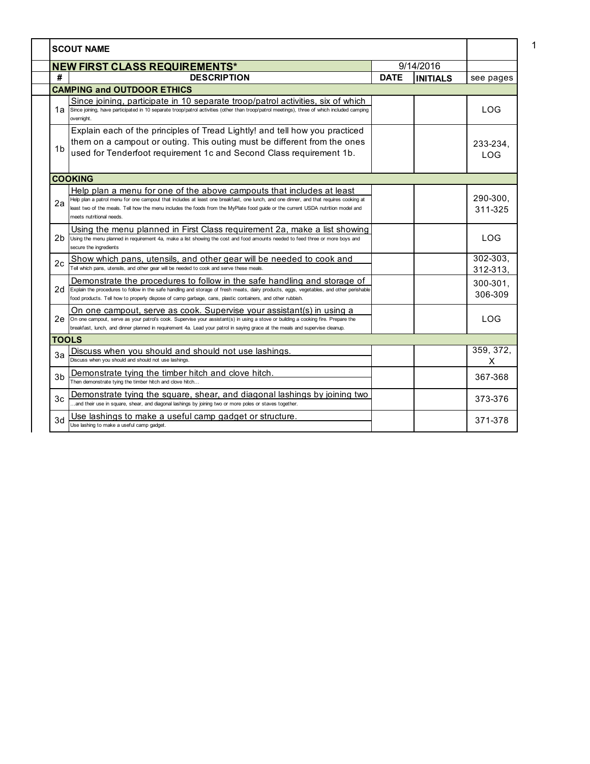| SCOUT NAME | | | | |
|---|---|---|---|---|
| **NEW FIRST CLASS REQUIREMENTS*** | | 9/14/2016 | | |
| **#** | **DESCRIPTION** | **DATE** | **INITIALS** | see pages |
| **CAMPING and OUTDOOR ETHICS** | | | | |
| 1a | Since joining, participate in 10 separate troop/patrol activities, six of which<br>Since joining, have participated in 10 separate troop/patrol activities (other than troop/patrol meetings), three of which included camping overnight. | | | LOG |
| 1b | Explain each of the principles of Tread Lightly! and tell how you practiced them on a campout or outing. This outing must be different from the ones used for Tenderfoot requirement 1c and Second Class requirement 1b. | | | 233-234, LOG |
| **COOKING** | | | | |
| 2a | Help plan a menu for one of the above campouts that includes at least<br>Help plan a patrol menu for one campout that includes at least one breakfast, one lunch, and one dinner, and that requires cooking at least two of the meals. Tell how the menu includes the foods from the MyPlate food guide or the current USDA nutrition model and meets nutritional needs. | | | 290-300, 311-325 |
| 2b | Using the menu planned in First Class requirement 2a, make a list showing<br>Using the menu planned in requirement 4a, make a list showing the cost and food amounts needed to feed three or more boys and secure the ingredients | | | LOG |
| 2c | Show which pans, utensils, and other gear will be needed to cook and<br>Tell which pans, utensils, and other gear will be needed to cook and serve these meals. | | | 302-303, 312-313, |
| 2d | Demonstrate the procedures to follow in the safe handling and storage of<br>Explain the procedures to follow in the safe handling and storage of fresh meats, dairy products, eggs, vegetables, and other perishable food products. Tell how to properly dispose of camp garbage, cans, plastic containers, and other rubbish. | | | 300-301, 306-309 |
| 2e | On one campout, serve as cook. Supervise your assistant(s) in using a<br>On one campout, serve as your patrol's cook. Supervise your assistant(s) in using a stove or building a cooking fire. Prepare the breakfast, lunch, and dinner planned in requirement 4a. Lead your patrol in saying grace at the meals and supervise cleanup. | | | LOG |
| **TOOLS** | | | | |
| 3a | Discuss when you should and should not use lashings.<br>Discuss when you should and should not use lashings. | | | 359, 372, X |
| 3b | Demonstrate tying the timber hitch and clove hitch.<br>Then demonstrate tying the timber hitch and clove hitch… | | | 367-368 |
| 3c | Demonstrate tying the square, shear, and diagonal lashings by joining two<br>…and their use in square, shear, and diagonal lashings by joining two or more poles or staves together. | | | 373-376 |
| 3d | Use lashings to make a useful camp gadget or structure.<br>Use lashing to make a useful camp gadget. | | | 371-378 |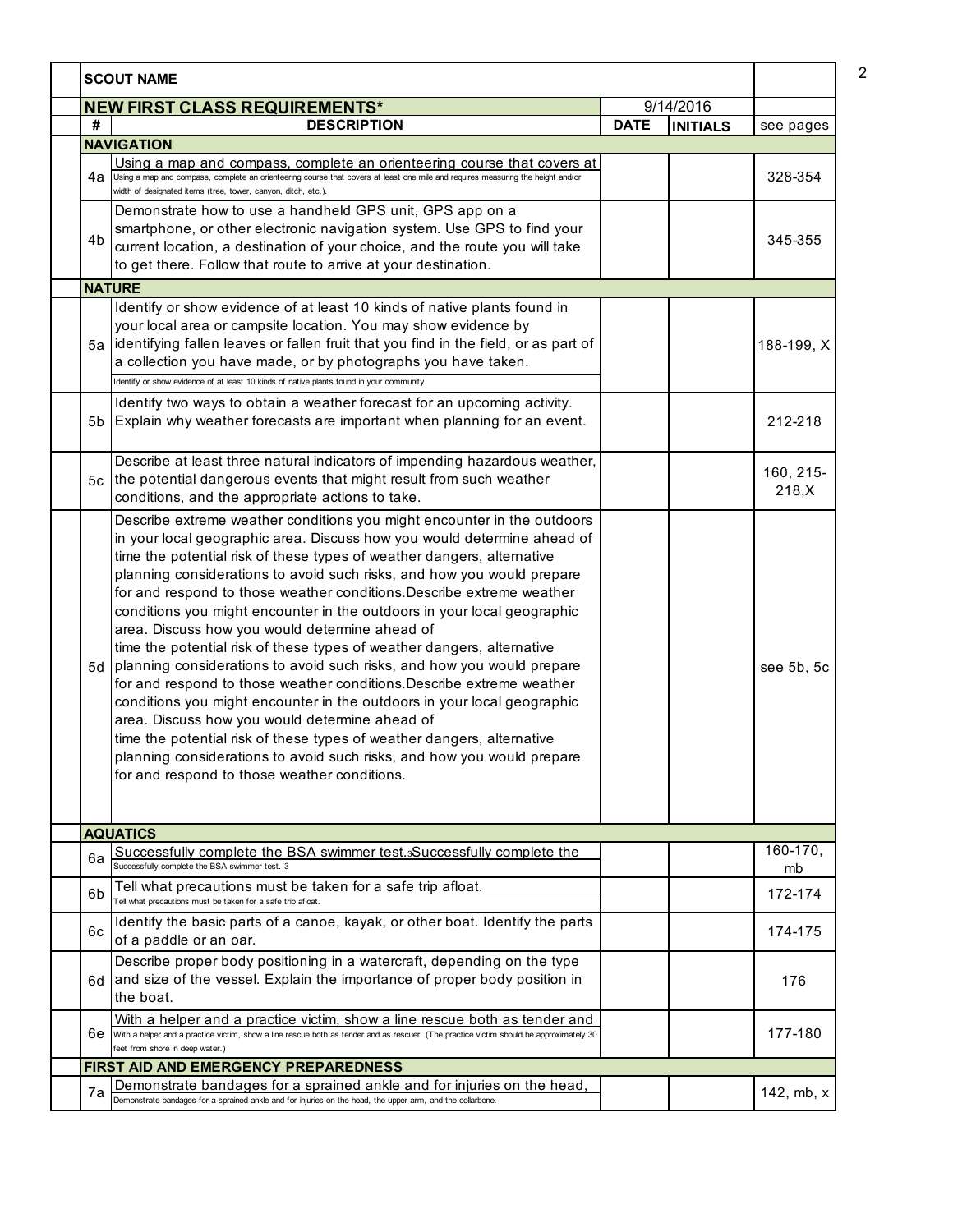| | SCOUT NAME | | | |
|---|---|---|---|---|
| | **NEW FIRST CLASS REQUIREMENTS*** | 9/14/2016 | | |
| **#** | **DESCRIPTION** | **DATE** | **INITIALS** | see pages |
| | **NAVIGATION** | | | |
| 4a | Using a map and compass, complete an orienteering course that covers at<br>Using a map and compass, complete an orienteering course that covers at least one mile and requires measuring the height and/or width of designated items (tree, tower, canyon, ditch, etc.). | | | 328-354 |
| 4b | Demonstrate how to use a handheld GPS unit, GPS app on a smartphone, or other electronic navigation system. Use GPS to find your current location, a destination of your choice, and the route you will take to get there. Follow that route to arrive at your destination. | | | 345-355 |
| | **NATURE** | | | |
| 5a | Identify or show evidence of at least 10 kinds of native plants found in your local area or campsite location. You may show evidence by identifying fallen leaves or fallen fruit that you find in the field, or as part of a collection you have made, or by photographs you have taken.<br>Identify or show evidence of at least 10 kinds of native plants found in your community. | | | 188-199, X |
| 5b | Identify two ways to obtain a weather forecast for an upcoming activity. Explain why weather forecasts are important when planning for an event. | | | 212-218 |
| 5c | Describe at least three natural indicators of impending hazardous weather, the potential dangerous events that might result from such weather conditions, and the appropriate actions to take. | | | 160, 215-218,X |
| 5d | Describe extreme weather conditions you might encounter in the outdoors in your local geographic area. Discuss how you would determine ahead of time the potential risk of these types of weather dangers, alternative planning considerations to avoid such risks, and how you would prepare for and respond to those weather conditions.Describe extreme weather conditions you might encounter in the outdoors in your local geographic area. Discuss how you would determine ahead of time the potential risk of these types of weather dangers, alternative planning considerations to avoid such risks, and how you would prepare for and respond to those weather conditions.Describe extreme weather conditions you might encounter in the outdoors in your local geographic area. Discuss how you would determine ahead of time the potential risk of these types of weather dangers, alternative planning considerations to avoid such risks, and how you would prepare for and respond to those weather conditions. | | | see 5b, 5c |
| | **AQUATICS** | | | |
| 6a | Successfully complete the BSA swimmer test.3Successfully complete the<br>Successfully complete the BSA swimmer test. 3 | | | 160-170, mb |
| 6b | Tell what precautions must be taken for a safe trip afloat.<br>Tell what precautions must be taken for a safe trip afloat. | | | 172-174 |
| 6c | Identify the basic parts of a canoe, kayak, or other boat. Identify the parts of a paddle or an oar. | | | 174-175 |
| 6d | Describe proper body positioning in a watercraft, depending on the type and size of the vessel. Explain the importance of proper body position in the boat. | | | 176 |
| 6e | With a helper and a practice victim, show a line rescue both as tender and<br>With a helper and a practice victim, show a line rescue both as tender and as rescuer. (The practice victim should be approximately 30 feet from shore in deep water.) | | | 177-180 |
| | **FIRST AID AND EMERGENCY PREPAREDNESS** | | | |
| 7a | Demonstrate bandages for a sprained ankle and for injuries on the head,<br>Demonstrate bandages for a sprained ankle and for injuries on the head, the upper arm, and the collarbone. | | | 142, mb, x |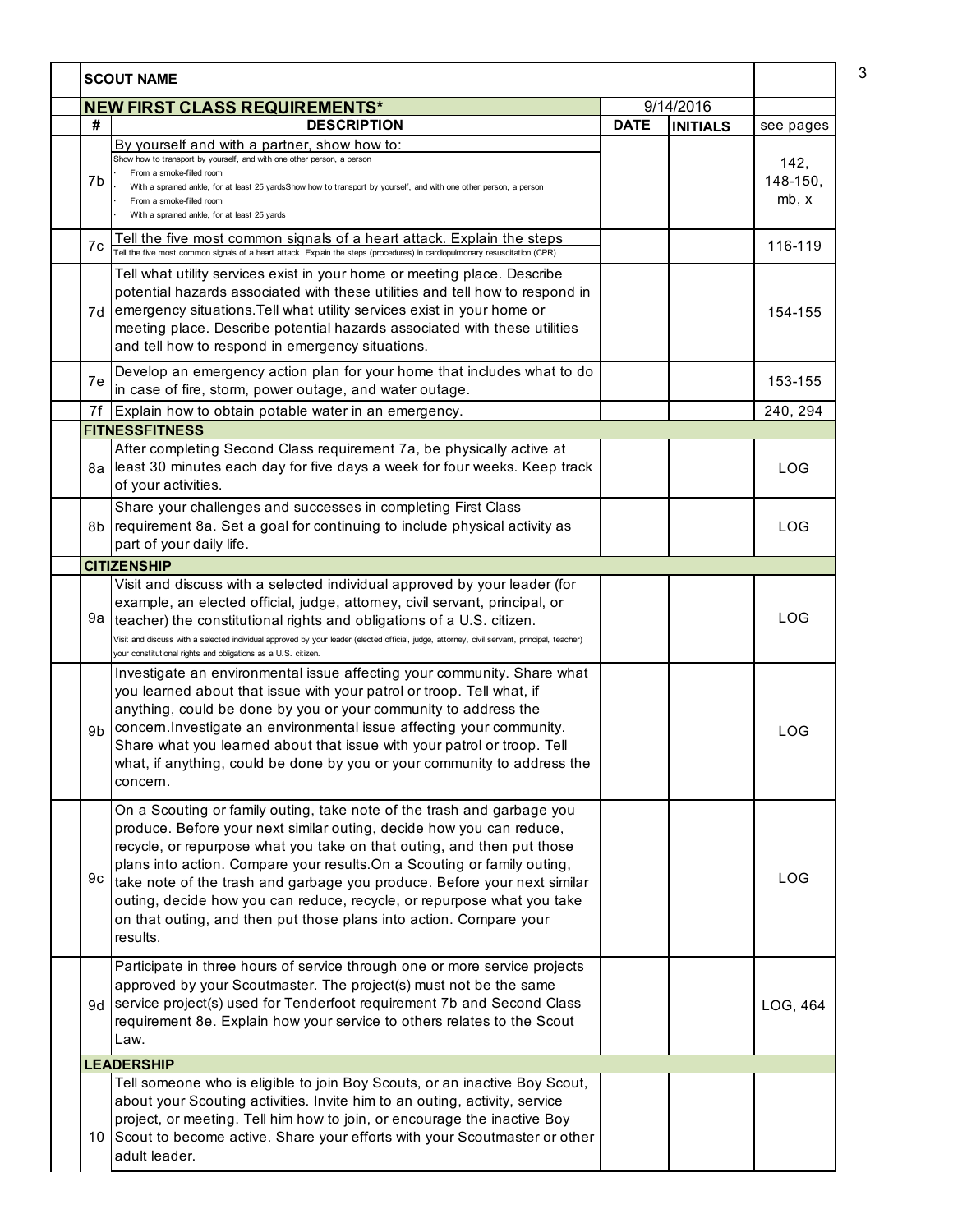| # | DESCRIPTION | DATE | INITIALS | see pages |
|---|---|---|---|---|
| **SCOUT NAME** | | | | |
| **NEW FIRST CLASS REQUIREMENTS*** | | 9/14/2016 | | |
| 7b | By yourself and with a partner, show how to:<br>Show how to transport by yourself, and with one other person, a person<br>· From a smoke-filled room<br>· With a sprained ankle, for at least 25 yardsShow how to transport by yourself, and with one other person, a person<br>· From a smoke-filled room<br>· With a sprained ankle, for at least 25 yards | | | 142, 148-150, mb, x |
| 7c | Tell the five most common signals of a heart attack. Explain the steps<br>Tell the five most common signals of a heart attack. Explain the steps (procedures) in cardiopulmonary resuscitation (CPR). | | | 116-119 |
| 7d | Tell what utility services exist in your home or meeting place. Describe potential hazards associated with these utilities and tell how to respond in emergency situations.Tell what utility services exist in your home or meeting place. Describe potential hazards associated with these utilities and tell how to respond in emergency situations. | | | 154-155 |
| 7e | Develop an emergency action plan for your home that includes what to do in case of fire, storm, power outage, and water outage. | | | 153-155 |
| 7f | Explain how to obtain potable water in an emergency. | | | 240, 294 |
| **FITNESSFITNESS** | | | | |
| 8a | After completing Second Class requirement 7a, be physically active at least 30 minutes each day for five days a week for four weeks. Keep track of your activities. | | | LOG |
| 8b | Share your challenges and successes in completing First Class requirement 8a. Set a goal for continuing to include physical activity as part of your daily life. | | | LOG |
| **CITIZENSHIP** | | | | |
| 9a | Visit and discuss with a selected individual approved by your leader (for example, an elected official, judge, attorney, civil servant, principal, or teacher) the constitutional rights and obligations of a U.S. citizen.<br>Visit and discuss with a selected individual approved by your leader (elected official, judge, attorney, civil servant, principal, teacher) your constitutional rights and obligations as a U.S. citizen. | | | LOG |
| 9b | Investigate an environmental issue affecting your community. Share what you learned about that issue with your patrol or troop. Tell what, if anything, could be done by you or your community to address the concern.Investigate an environmental issue affecting your community. Share what you learned about that issue with your patrol or troop. Tell what, if anything, could be done by you or your community to address the concern. | | | LOG |
| 9c | On a Scouting or family outing, take note of the trash and garbage you produce. Before your next similar outing, decide how you can reduce, recycle, or repurpose what you take on that outing, and then put those plans into action. Compare your results.On a Scouting or family outing, take note of the trash and garbage you produce. Before your next similar outing, decide how you can reduce, recycle, or repurpose what you take on that outing, and then put those plans into action. Compare your results. | | | LOG |
| 9d | Participate in three hours of service through one or more service projects approved by your Scoutmaster. The project(s) must not be the same service project(s) used for Tenderfoot requirement 7b and Second Class requirement 8e. Explain how your service to others relates to the Scout Law. | | | LOG, 464 |
| **LEADERSHIP** | | | | |
| 10 | Tell someone who is eligible to join Boy Scouts, or an inactive Boy Scout, about your Scouting activities. Invite him to an outing, activity, service project, or meeting. Tell him how to join, or encourage the inactive Boy Scout to become active. Share your efforts with your Scoutmaster or other adult leader. | | | |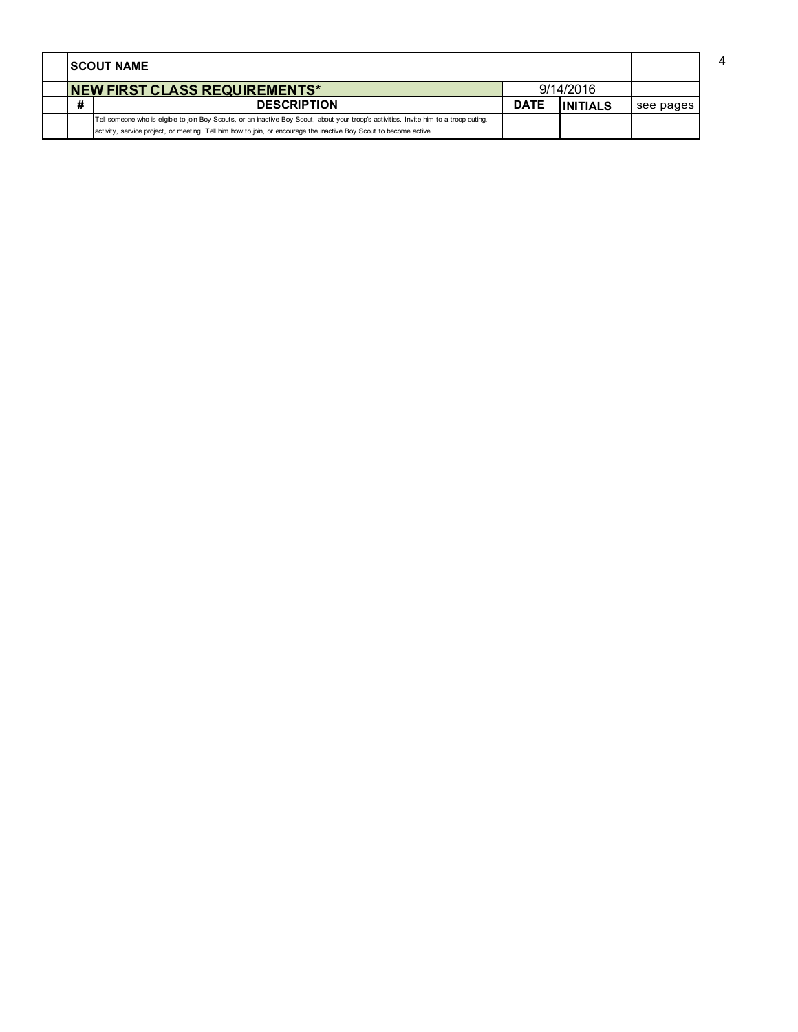| | SCOUT NAME | | | |
|---|---|---|---|---|
| | **NEW FIRST CLASS REQUIREMENTS*** | 9/14/2016 | | |
| **#** | **DESCRIPTION** | **DATE** | **INITIALS** | see pages |
| | Tell someone who is eligible to join Boy Scouts, or an inactive Boy Scout, about your troop's activities. Invite him to a troop outing, activity, service project, or meeting. Tell him how to join, or encourage the inactive Boy Scout to become active. | | | |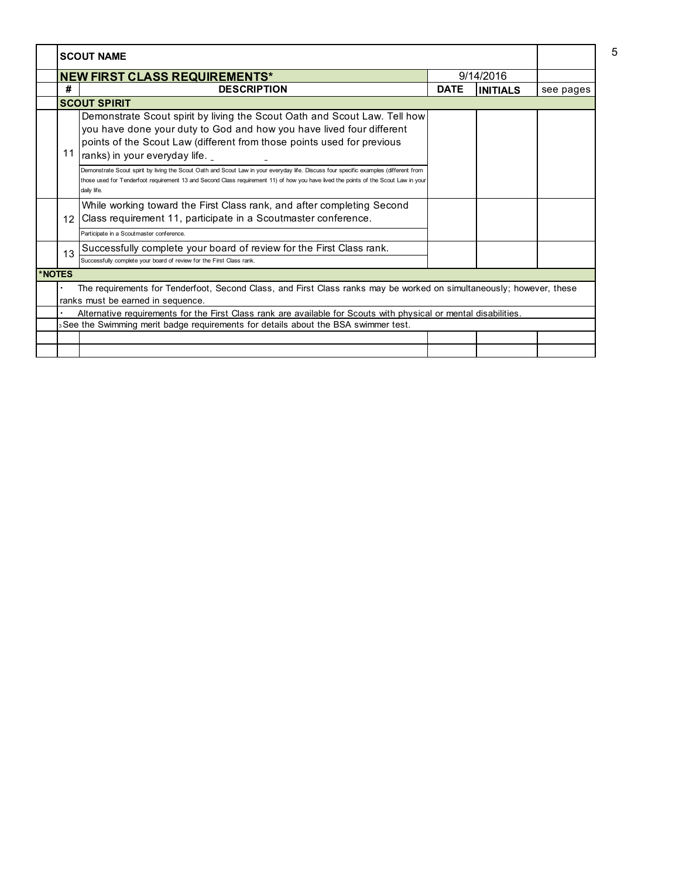| | SCOUT NAME | | | | |
|---|---|---|---|---|---|
| | **NEW FIRST CLASS REQUIREMENTS*** | | 9/14/2016 | | |
| | **#** | **DESCRIPTION** | **DATE** | **INITIALS** | see pages |
| | **SCOUT SPIRIT** | | | | |
| | 11 | Demonstrate Scout spirit by living the Scout Oath and Scout Law. Tell how you have done your duty to God and how you have lived four different points of the Scout Law (different from those points used for previous ranks) in your everyday life. <br> Demonstrate Scout spirit by living the Scout Oath and Scout Law in your everyday life. Discuss four specific examples (different from those used for Tenderfoot requirement 13 and Second Class requirement 11) of how you have lived the points of the Scout Law in your daily life. | | | |
| | 12 | While working toward the First Class rank, and after completing Second Class requirement 11, participate in a Scoutmaster conference. <br> Participate in a Scoutmaster conference. | | | |
| | 13 | Successfully complete your board of review for the First Class rank. <br> Successfully complete your board of review for the First Class rank. | | | |
| **\*NOTES** | | | | | |
| | • The requirements for Tenderfoot, Second Class, and First Class ranks may be worked on simultaneously; however, these ranks must be earned in sequence. | | | | |
| | • Alternative requirements for the First Class rank are available for Scouts with physical or mental disabilities. | | | | |
| | [3] See the Swimming merit badge requirements for details about the BSA swimmer test. | | | | |
| | | | | | |
| | | | | | |